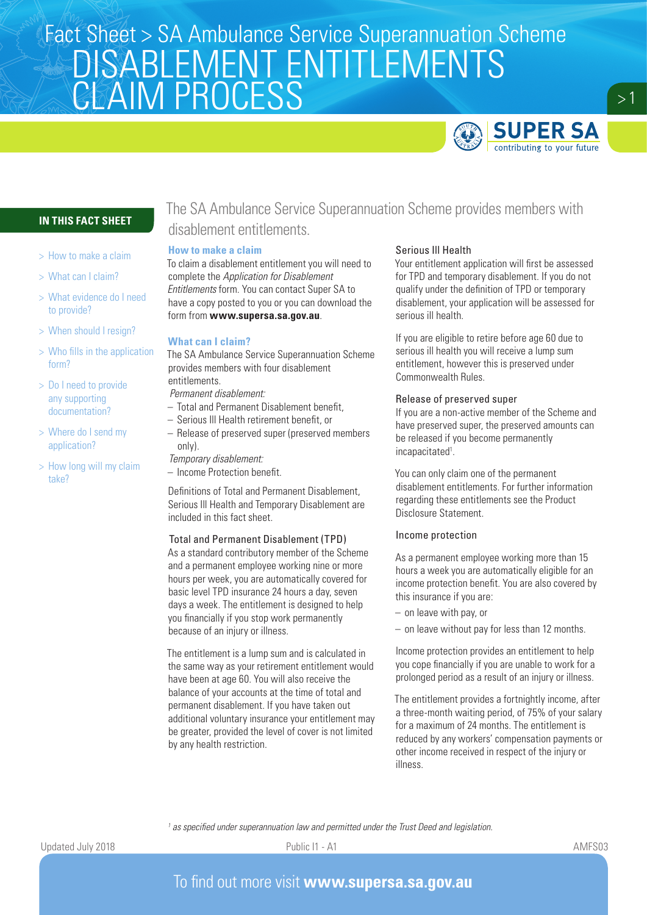# Fact Sheet > SA Ambulance Service Superannuation Scheme

# DISABLEMENT ENTITLEMENTS CLAIM PROCESS

**IN THIS FACT SHEET**

- > How to make a claim
- > What can I claim?
- > What evidence do I need to provide?
- > When should I resign?
- > Who fills in the application form?
- > Do I need to provide any supporting documentation?
- > Where do I send my application?
- > How long will my claim take?

The SA Ambulance Service Superannuation Scheme provides members with disablement entitlements.

## How to make a claim

To claim a disablement entitlement you will need to complete the *Application for Disablement Entitlements* form. You can contact Super SA to have a copy posted to you or you can download the form from **www.supersa.sa.gov.au**.

## What can I claim?

The SA Ambulance Service Superannuation Scheme provides members with four disablement entitlements.

*Permanent disablement:*

- Total and Permanent Disablement benefit,
- Serious Ill Health retirement benefit, or
- Release of preserved super (preserved members only).

*Temporary disablement:*

- Income Protection benefit.

Definitions of Total and Permanent Disablement, Serious Ill Health and Temporary Disablement are included in this fact sheet.

### Total and Permanent Disablement (TPD)

As a standard contributory member of the Scheme and a permanent employee working nine or more hours per week, you are automatically covered for basic level TPD insurance 24 hours a day, seven days a week. The entitlement is designed to help you financially if you stop work permanently because of an injury or illness.

The entitlement is a lump sum and is calculated in the same way as your retirement entitlement would have been at age 60. You will also receive the balance of your accounts at the time of total and permanent disablement. If you have taken out additional voluntary insurance your entitlement may be greater, provided the level of cover is not limited by any health restriction.

### Serious Ill Health

Your entitlement application will first be assessed for TPD and temporary disablement. If you do not qualify under the definition of TPD or temporary disablement, your application will be assessed for serious ill health.

If you are eligible to retire before age 60 due to serious ill health you will receive a lump sum entitlement, however this is preserved under Commonwealth Rules.

### Release of preserved super

If you are a non-active member of the Scheme and have preserved super, the preserved amounts can be released if you become permanently incapacitated[1].

You can only claim one of the permanent disablement entitlements. For further information regarding these entitlements see the Product Disclosure Statement.

### Income protection

As a permanent employee working more than 15 hours a week you are automatically eligible for an income protection benefit. You are also covered by this insurance if you are:

- on leave with pay, or
- on leave without pay for less than 12 months.

Income protection provides an entitlement to help you cope financially if you are unable to work for a prolonged period as a result of an injury or illness.

The entitlement provides a fortnightly income, after a three-month waiting period, of 75% of your salary for a maximum of 24 months. The entitlement is reduced by any workers' compensation payments or other income received in respect of the injury or illness.

[1] *as specified under superannuation law and permitted under the Trust Deed and legislation.*

Updated July 2018 | Public I1 - A1 | AMFS03

To find out more visit **www.supersa.sa.gov.au**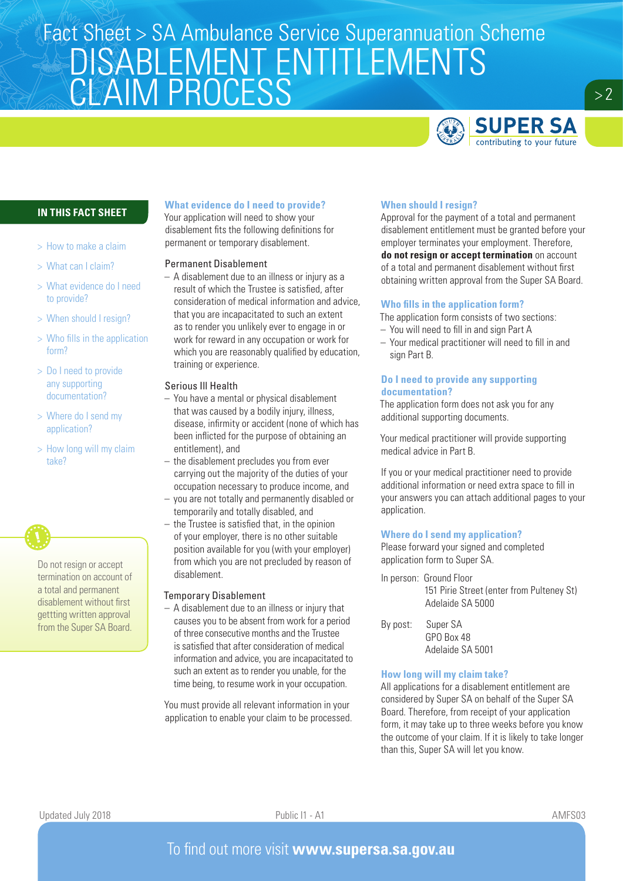# Fact Sheet > SA Ambulance Service Superannuation Scheme
# DISABLEMENT ENTITLEMENTS CLAIM PROCESS

**IN THIS FACT SHEET**

- > How to make a claim
- > What can I claim?
- > What evidence do I need to provide?
- > When should I resign?
- > Who fills in the application form?
- > Do I need to provide any supporting documentation?
- > Where do I send my application?
- > How long will my claim take?

Do not resign or accept termination on account of a total and permanent disablement without first gettting written approval from the Super SA Board.

## What evidence do I need to provide?

Your application will need to show your disablement fits the following definitions for permanent or temporary disablement.

### Permanent Disablement

- A disablement due to an illness or injury as a result of which the Trustee is satisfied, after consideration of medical information and advice, that you are incapacitated to such an extent as to render you unlikely ever to engage in or work for reward in any occupation or work for which you are reasonably qualified by education, training or experience.

### Serious Ill Health

- You have a mental or physical disablement that was caused by a bodily injury, illness, disease, infirmity or accident (none of which has been inflicted for the purpose of obtaining an entitlement), and
- the disablement precludes you from ever carrying out the majority of the duties of your occupation necessary to produce income, and
- you are not totally and permanently disabled or temporarily and totally disabled, and
- the Trustee is satisfied that, in the opinion of your employer, there is no other suitable position available for you (with your employer) from which you are not precluded by reason of disablement.

### Temporary Disablement

- A disablement due to an illness or injury that causes you to be absent from work for a period of three consecutive months and the Trustee is satisfied that after consideration of medical information and advice, you are incapacitated to such an extent as to render you unable, for the time being, to resume work in your occupation.

You must provide all relevant information in your application to enable your claim to be processed.

## When should I resign?

Approval for the payment of a total and permanent disablement entitlement must be granted before your employer terminates your employment. Therefore, **do not resign or accept termination** on account of a total and permanent disablement without first obtaining written approval from the Super SA Board.

## Who fills in the application form?

The application form consists of two sections:

- You will need to fill in and sign Part A
- Your medical practitioner will need to fill in and sign Part B.

## Do I need to provide any supporting documentation?

The application form does not ask you for any additional supporting documents.

Your medical practitioner will provide supporting medical advice in Part B.

If you or your medical practitioner need to provide additional information or need extra space to fill in your answers you can attach additional pages to your application.

## Where do I send my application?

Please forward your signed and completed application form to Super SA.

In person: Ground Floor
151 Pirie Street (enter from Pulteney St)
Adelaide SA 5000

By post: Super SA
GPO Box 48
Adelaide SA 5001

## How long will my claim take?

All applications for a disablement entitlement are considered by Super SA on behalf of the Super SA Board. Therefore, from receipt of your application form, it may take up to three weeks before you know the outcome of your claim. If it is likely to take longer than this, Super SA will let you know.

Updated July 2018 | Public I1 - A1 | AMFS03

To find out more visit **www.supersa.sa.gov.au**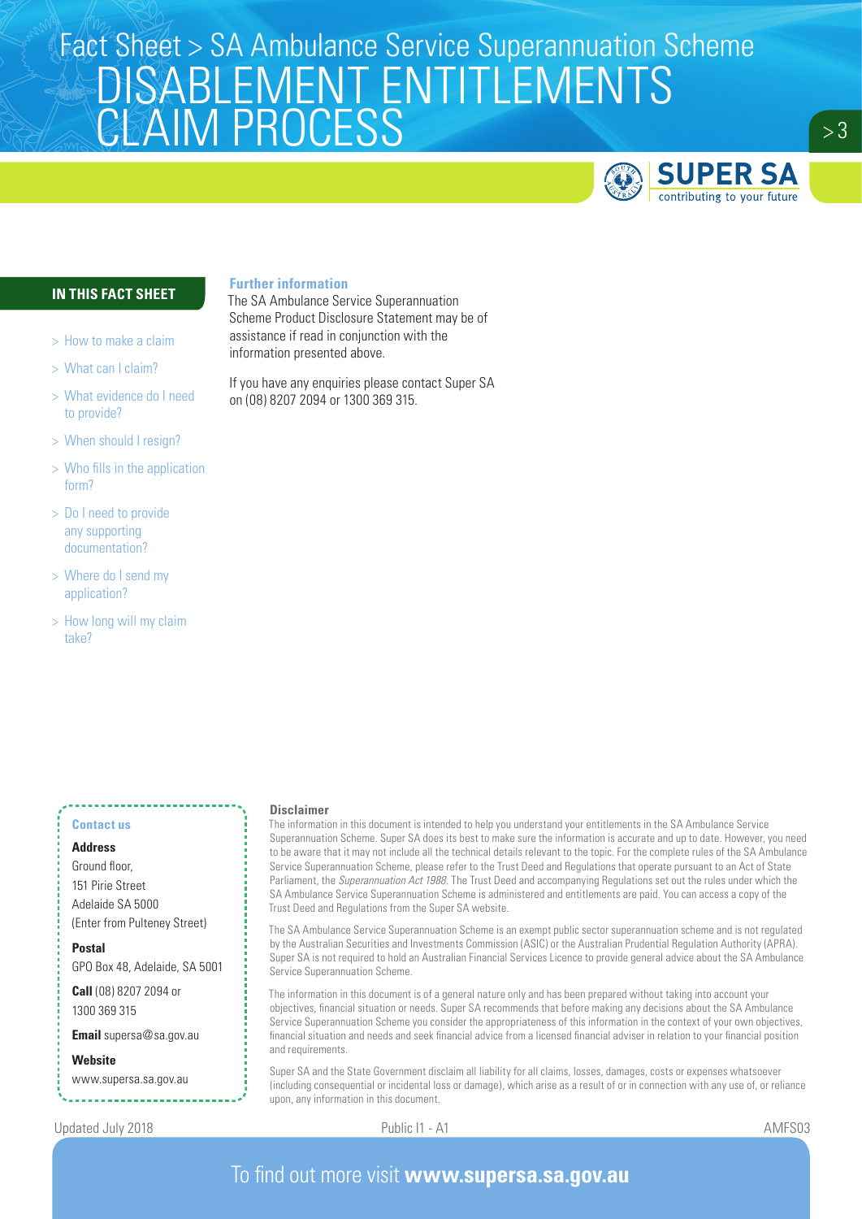# Fact Sheet > SA Ambulance Service Superannuation Scheme

# DISABLEMENT ENTITLEMENTS CLAIM PROCESS

SUPER SA
contributing to your future

**IN THIS FACT SHEET**

- > How to make a claim
- > What can I claim?
- > What evidence do I need to provide?
- > When should I resign?
- > Who fills in the application form?
- > Do I need to provide any supporting documentation?
- > Where do I send my application?
- > How long will my claim take?

### Further information

The SA Ambulance Service Superannuation Scheme Product Disclosure Statement may be of assistance if read in conjunction with the information presented above.

If you have any enquiries please contact Super SA on (08) 8207 2094 or 1300 369 315.

**Contact us**

**Address**
Ground floor,
151 Pirie Street
Adelaide SA 5000
(Enter from Pulteney Street)

**Postal**
GPO Box 48, Adelaide, SA 5001

**Call** (08) 8207 2094 or
1300 369 315

**Email** supersa@sa.gov.au

**Website**
www.supersa.sa.gov.au

**Disclaimer**

The information in this document is intended to help you understand your entitlements in the SA Ambulance Service Superannuation Scheme. Super SA does its best to make sure the information is accurate and up to date. However, you need to be aware that it may not include all the technical details relevant to the topic. For the complete rules of the SA Ambulance Service Superannuation Scheme, please refer to the Trust Deed and Regulations that operate pursuant to an Act of State Parliament, the *Superannuation Act 1988*. The Trust Deed and accompanying Regulations set out the rules under which the SA Ambulance Service Superannuation Scheme is administered and entitlements are paid. You can access a copy of the Trust Deed and Regulations from the Super SA website.

The SA Ambulance Service Superannuation Scheme is an exempt public sector superannuation scheme and is not regulated by the Australian Securities and Investments Commission (ASIC) or the Australian Prudential Regulation Authority (APRA). Super SA is not required to hold an Australian Financial Services Licence to provide general advice about the SA Ambulance Service Superannuation Scheme.

The information in this document is of a general nature only and has been prepared without taking into account your objectives, financial situation or needs. Super SA recommends that before making any decisions about the SA Ambulance Service Superannuation Scheme you consider the appropriateness of this information in the context of your own objectives, financial situation and needs and seek financial advice from a licensed financial adviser in relation to your financial position and requirements.

Super SA and the State Government disclaim all liability for all claims, losses, damages, costs or expenses whatsoever (including consequential or incidental loss or damage), which arise as a result of or in connection with any use of, or reliance upon, any information in this document.

Updated July 2018 | Public I1 - A1 | AMFS03

To find out more visit **www.supersa.sa.gov.au**